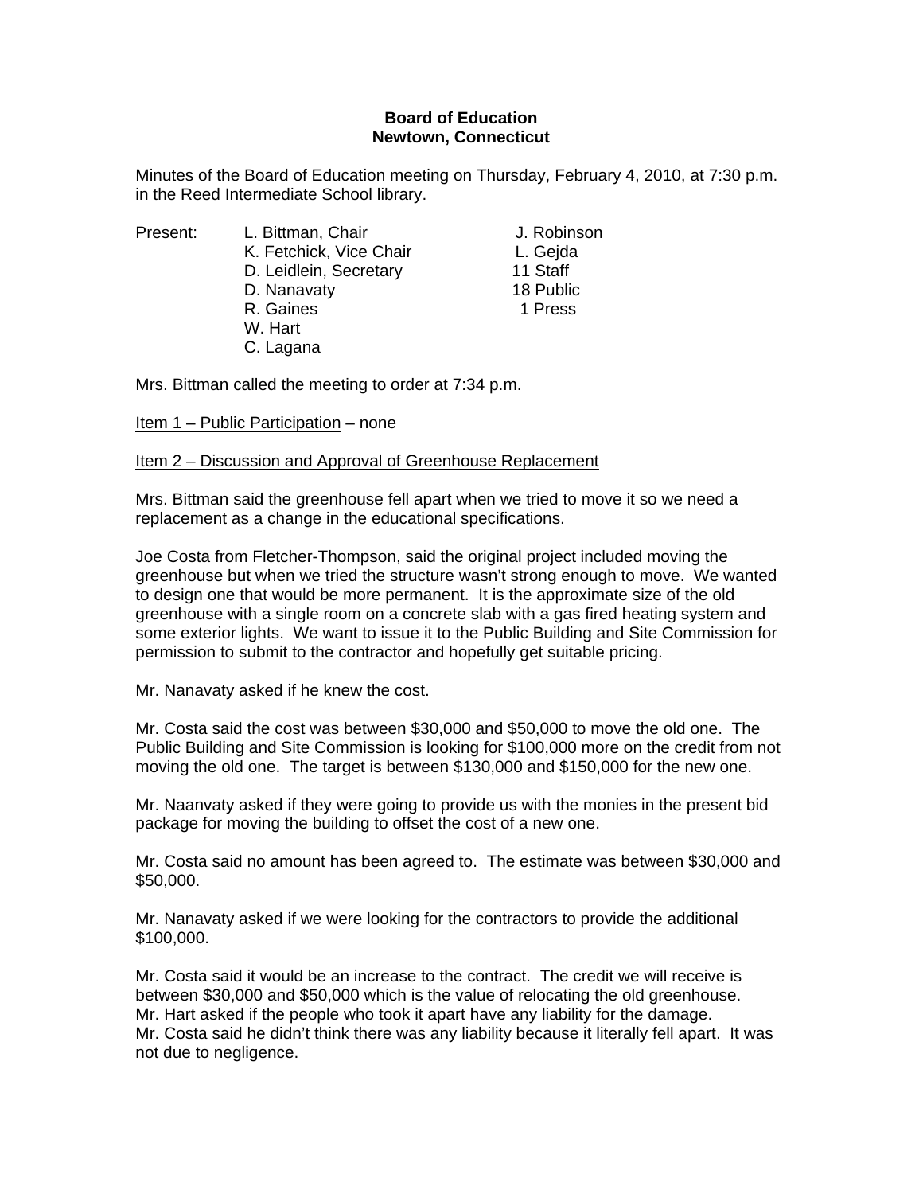**Board of Education**
**Newtown, Connecticut**

Minutes of the Board of Education meeting on Thursday, February 4, 2010, at 7:30 p.m. in the Reed Intermediate School library.

| Present: | L. Bittman, Chair | J. Robinson |
|---|---|---|
| | K. Fetchick, Vice Chair | L. Gejda |
| | D. Leidlein, Secretary | 11 Staff |
| | D. Nanavaty | 18 Public |
| | R. Gaines | 1 Press |
| | W. Hart | |
| | C. Lagana | |

Mrs. Bittman called the meeting to order at 7:34 p.m.

Item 1 – Public Participation – none

Item 2 – Discussion and Approval of Greenhouse Replacement

Mrs. Bittman said the greenhouse fell apart when we tried to move it so we need a replacement as a change in the educational specifications.

Joe Costa from Fletcher-Thompson, said the original project included moving the greenhouse but when we tried the structure wasn't strong enough to move. We wanted to design one that would be more permanent. It is the approximate size of the old greenhouse with a single room on a concrete slab with a gas fired heating system and some exterior lights. We want to issue it to the Public Building and Site Commission for permission to submit to the contractor and hopefully get suitable pricing.

Mr. Nanavaty asked if he knew the cost.

Mr. Costa said the cost was between $30,000 and $50,000 to move the old one. The Public Building and Site Commission is looking for $100,000 more on the credit from not moving the old one. The target is between $130,000 and $150,000 for the new one.

Mr. Naanvaty asked if they were going to provide us with the monies in the present bid package for moving the building to offset the cost of a new one.

Mr. Costa said no amount has been agreed to. The estimate was between $30,000 and $50,000.

Mr. Nanavaty asked if we were looking for the contractors to provide the additional $100,000.

Mr. Costa said it would be an increase to the contract. The credit we will receive is between $30,000 and $50,000 which is the value of relocating the old greenhouse.
Mr. Hart asked if the people who took it apart have any liability for the damage.
Mr. Costa said he didn't think there was any liability because it literally fell apart. It was not due to negligence.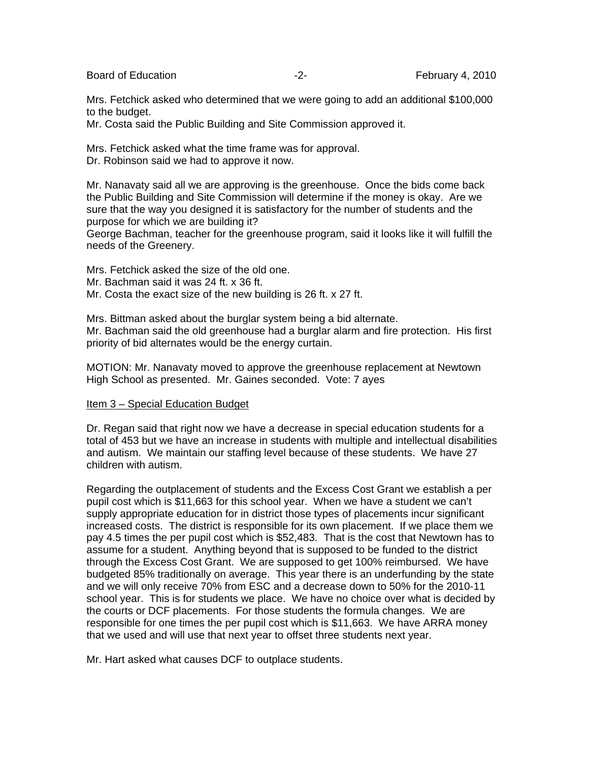Mrs. Fetchick asked who determined that we were going to add an additional $100,000 to the budget.
Mr. Costa said the Public Building and Site Commission approved it.

Mrs. Fetchick asked what the time frame was for approval.
Dr. Robinson said we had to approve it now.

Mr. Nanavaty said all we are approving is the greenhouse. Once the bids come back the Public Building and Site Commission will determine if the money is okay. Are we sure that the way you designed it is satisfactory for the number of students and the purpose for which we are building it?
George Bachman, teacher for the greenhouse program, said it looks like it will fulfill the needs of the Greenery.

Mrs. Fetchick asked the size of the old one.
Mr. Bachman said it was 24 ft. x 36 ft.
Mr. Costa the exact size of the new building is 26 ft. x 27 ft.

Mrs. Bittman asked about the burglar system being a bid alternate.
Mr. Bachman said the old greenhouse had a burglar alarm and fire protection. His first priority of bid alternates would be the energy curtain.

MOTION: Mr. Nanavaty moved to approve the greenhouse replacement at Newtown High School as presented. Mr. Gaines seconded. Vote: 7 ayes

Item 3 – Special Education Budget

Dr. Regan said that right now we have a decrease in special education students for a total of 453 but we have an increase in students with multiple and intellectual disabilities and autism. We maintain our staffing level because of these students. We have 27 children with autism.

Regarding the outplacement of students and the Excess Cost Grant we establish a per pupil cost which is $11,663 for this school year. When we have a student we can't supply appropriate education for in district those types of placements incur significant increased costs. The district is responsible for its own placement. If we place them we pay 4.5 times the per pupil cost which is $52,483. That is the cost that Newtown has to assume for a student. Anything beyond that is supposed to be funded to the district through the Excess Cost Grant. We are supposed to get 100% reimbursed. We have budgeted 85% traditionally on average. This year there is an underfunding by the state and we will only receive 70% from ESC and a decrease down to 50% for the 2010-11 school year. This is for students we place. We have no choice over what is decided by the courts or DCF placements. For those students the formula changes. We are responsible for one times the per pupil cost which is $11,663. We have ARRA money that we used and will use that next year to offset three students next year.

Mr. Hart asked what causes DCF to outplace students.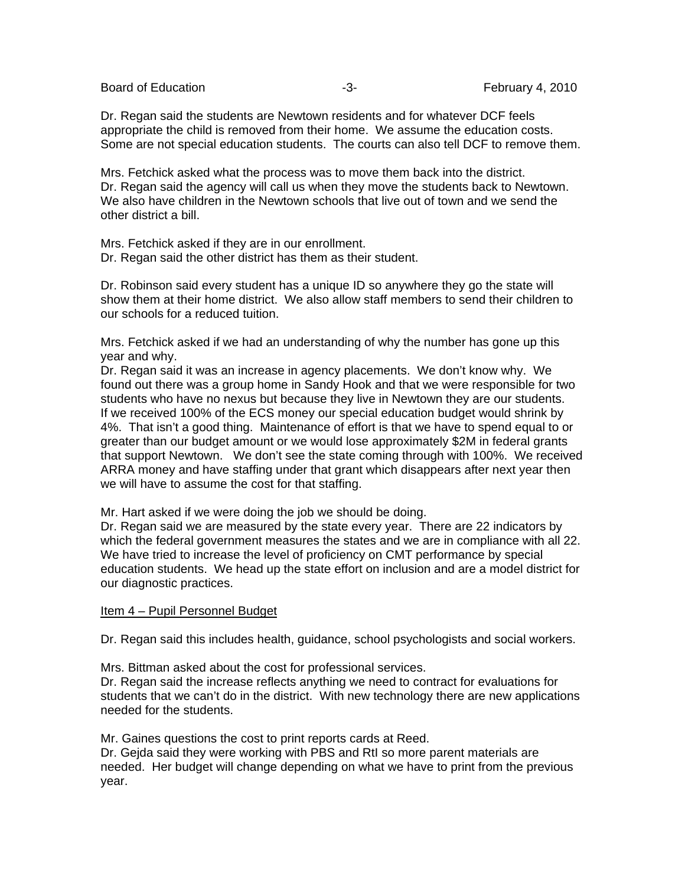Dr. Regan said the students are Newtown residents and for whatever DCF feels appropriate the child is removed from their home. We assume the education costs. Some are not special education students. The courts can also tell DCF to remove them.

Mrs. Fetchick asked what the process was to move them back into the district.
Dr. Regan said the agency will call us when they move the students back to Newtown. We also have children in the Newtown schools that live out of town and we send the other district a bill.

Mrs. Fetchick asked if they are in our enrollment.
Dr. Regan said the other district has them as their student.

Dr. Robinson said every student has a unique ID so anywhere they go the state will show them at their home district. We also allow staff members to send their children to our schools for a reduced tuition.

Mrs. Fetchick asked if we had an understanding of why the number has gone up this year and why.
Dr. Regan said it was an increase in agency placements. We don't know why. We found out there was a group home in Sandy Hook and that we were responsible for two students who have no nexus but because they live in Newtown they are our students. If we received 100% of the ECS money our special education budget would shrink by 4%. That isn't a good thing. Maintenance of effort is that we have to spend equal to or greater than our budget amount or we would lose approximately $2M in federal grants that support Newtown. We don't see the state coming through with 100%. We received ARRA money and have staffing under that grant which disappears after next year then we will have to assume the cost for that staffing.

Mr. Hart asked if we were doing the job we should be doing.
Dr. Regan said we are measured by the state every year. There are 22 indicators by which the federal government measures the states and we are in compliance with all 22. We have tried to increase the level of proficiency on CMT performance by special education students. We head up the state effort on inclusion and are a model district for our diagnostic practices.

<u>Item 4 – Pupil Personnel Budget</u>

Dr. Regan said this includes health, guidance, school psychologists and social workers.

Mrs. Bittman asked about the cost for professional services.
Dr. Regan said the increase reflects anything we need to contract for evaluations for students that we can't do in the district. With new technology there are new applications needed for the students.

Mr. Gaines questions the cost to print reports cards at Reed.
Dr. Gejda said they were working with PBS and RtI so more parent materials are needed. Her budget will change depending on what we have to print from the previous year.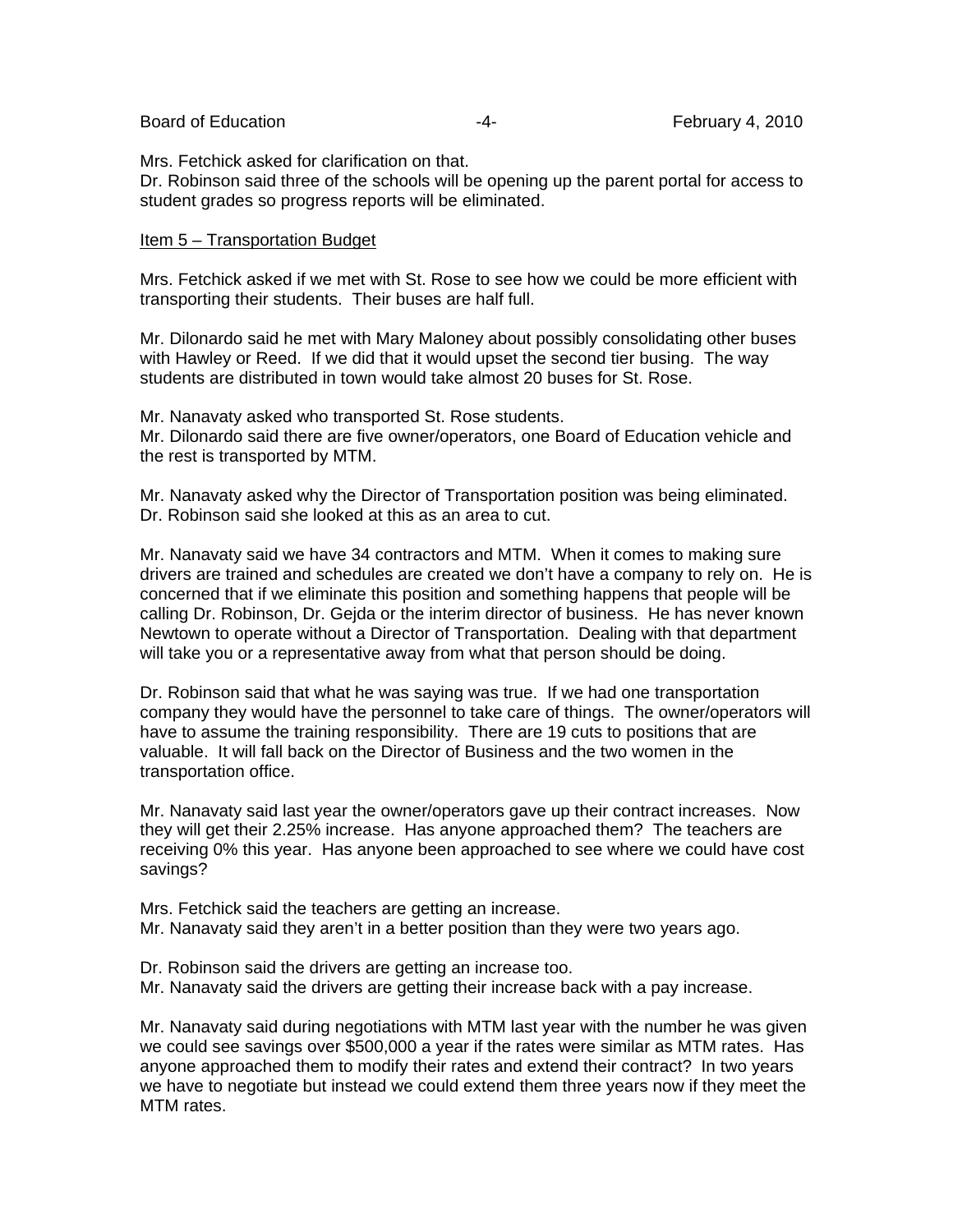Mrs. Fetchick asked for clarification on that.
Dr. Robinson said three of the schools will be opening up the parent portal for access to student grades so progress reports will be eliminated.

Item 5 – Transportation Budget

Mrs. Fetchick asked if we met with St. Rose to see how we could be more efficient with transporting their students. Their buses are half full.

Mr. Dilonardo said he met with Mary Maloney about possibly consolidating other buses with Hawley or Reed. If we did that it would upset the second tier busing. The way students are distributed in town would take almost 20 buses for St. Rose.

Mr. Nanavaty asked who transported St. Rose students.
Mr. Dilonardo said there are five owner/operators, one Board of Education vehicle and the rest is transported by MTM.

Mr. Nanavaty asked why the Director of Transportation position was being eliminated.
Dr. Robinson said she looked at this as an area to cut.

Mr. Nanavaty said we have 34 contractors and MTM. When it comes to making sure drivers are trained and schedules are created we don't have a company to rely on. He is concerned that if we eliminate this position and something happens that people will be calling Dr. Robinson, Dr. Gejda or the interim director of business. He has never known Newtown to operate without a Director of Transportation. Dealing with that department will take you or a representative away from what that person should be doing.

Dr. Robinson said that what he was saying was true. If we had one transportation company they would have the personnel to take care of things. The owner/operators will have to assume the training responsibility. There are 19 cuts to positions that are valuable. It will fall back on the Director of Business and the two women in the transportation office.

Mr. Nanavaty said last year the owner/operators gave up their contract increases. Now they will get their 2.25% increase. Has anyone approached them? The teachers are receiving 0% this year. Has anyone been approached to see where we could have cost savings?

Mrs. Fetchick said the teachers are getting an increase.
Mr. Nanavaty said they aren't in a better position than they were two years ago.

Dr. Robinson said the drivers are getting an increase too.
Mr. Nanavaty said the drivers are getting their increase back with a pay increase.

Mr. Nanavaty said during negotiations with MTM last year with the number he was given we could see savings over $500,000 a year if the rates were similar as MTM rates. Has anyone approached them to modify their rates and extend their contract? In two years we have to negotiate but instead we could extend them three years now if they meet the MTM rates.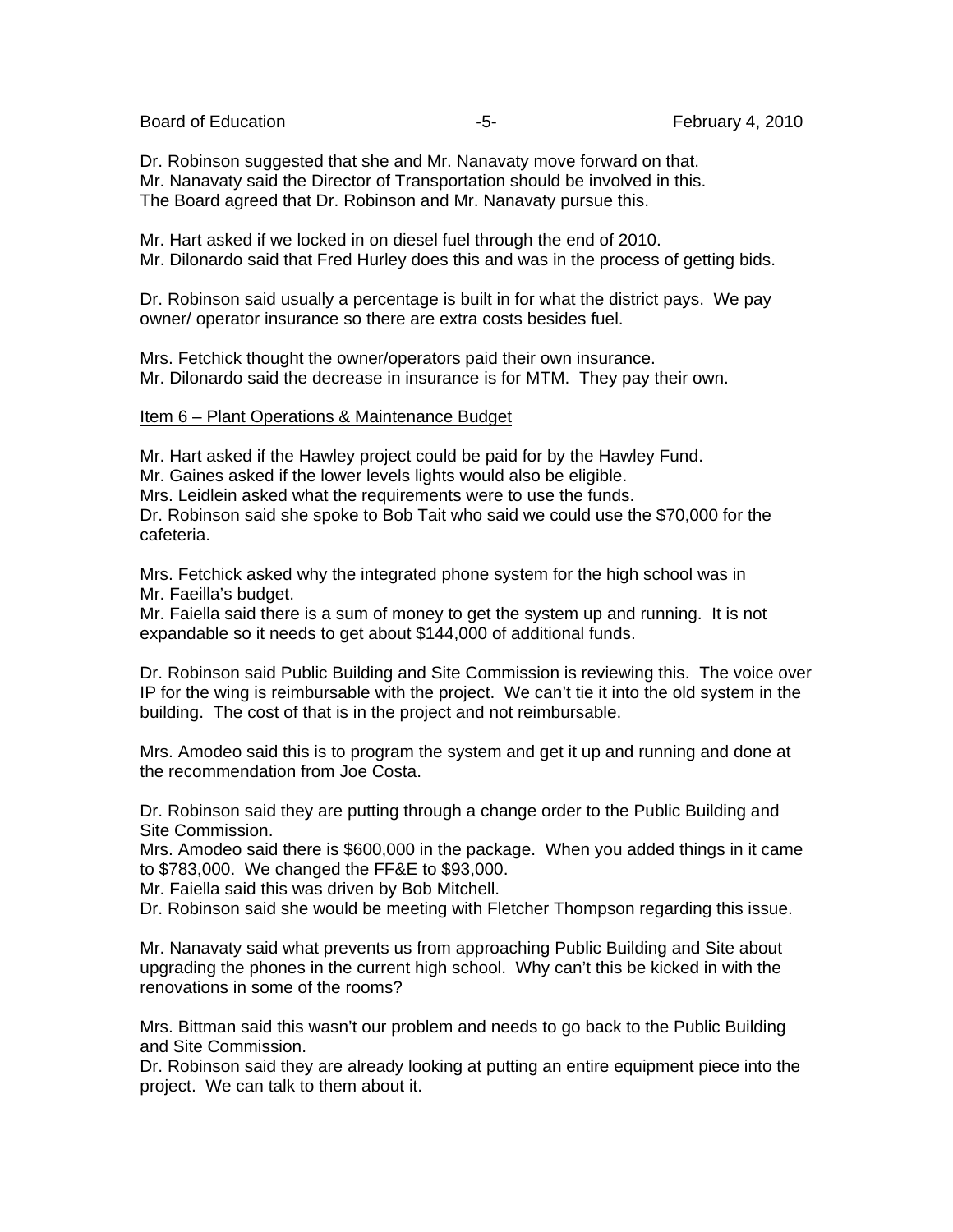Dr. Robinson suggested that she and Mr. Nanavaty move forward on that.
Mr. Nanavaty said the Director of Transportation should be involved in this.
The Board agreed that Dr. Robinson and Mr. Nanavaty pursue this.

Mr. Hart asked if we locked in on diesel fuel through the end of 2010.
Mr. Dilonardo said that Fred Hurley does this and was in the process of getting bids.

Dr. Robinson said usually a percentage is built in for what the district pays. We pay owner/ operator insurance so there are extra costs besides fuel.

Mrs. Fetchick thought the owner/operators paid their own insurance.
Mr. Dilonardo said the decrease in insurance is for MTM. They pay their own.

Item 6 – Plant Operations & Maintenance Budget

Mr. Hart asked if the Hawley project could be paid for by the Hawley Fund.
Mr. Gaines asked if the lower levels lights would also be eligible.
Mrs. Leidlein asked what the requirements were to use the funds.
Dr. Robinson said she spoke to Bob Tait who said we could use the $70,000 for the cafeteria.

Mrs. Fetchick asked why the integrated phone system for the high school was in Mr. Faeilla's budget.
Mr. Faiella said there is a sum of money to get the system up and running. It is not expandable so it needs to get about $144,000 of additional funds.

Dr. Robinson said Public Building and Site Commission is reviewing this. The voice over IP for the wing is reimbursable with the project. We can't tie it into the old system in the building. The cost of that is in the project and not reimbursable.

Mrs. Amodeo said this is to program the system and get it up and running and done at the recommendation from Joe Costa.

Dr. Robinson said they are putting through a change order to the Public Building and Site Commission.
Mrs. Amodeo said there is $600,000 in the package. When you added things in it came to $783,000. We changed the FF&E to $93,000.
Mr. Faiella said this was driven by Bob Mitchell.
Dr. Robinson said she would be meeting with Fletcher Thompson regarding this issue.

Mr. Nanavaty said what prevents us from approaching Public Building and Site about upgrading the phones in the current high school. Why can't this be kicked in with the renovations in some of the rooms?

Mrs. Bittman said this wasn't our problem and needs to go back to the Public Building and Site Commission.
Dr. Robinson said they are already looking at putting an entire equipment piece into the project. We can talk to them about it.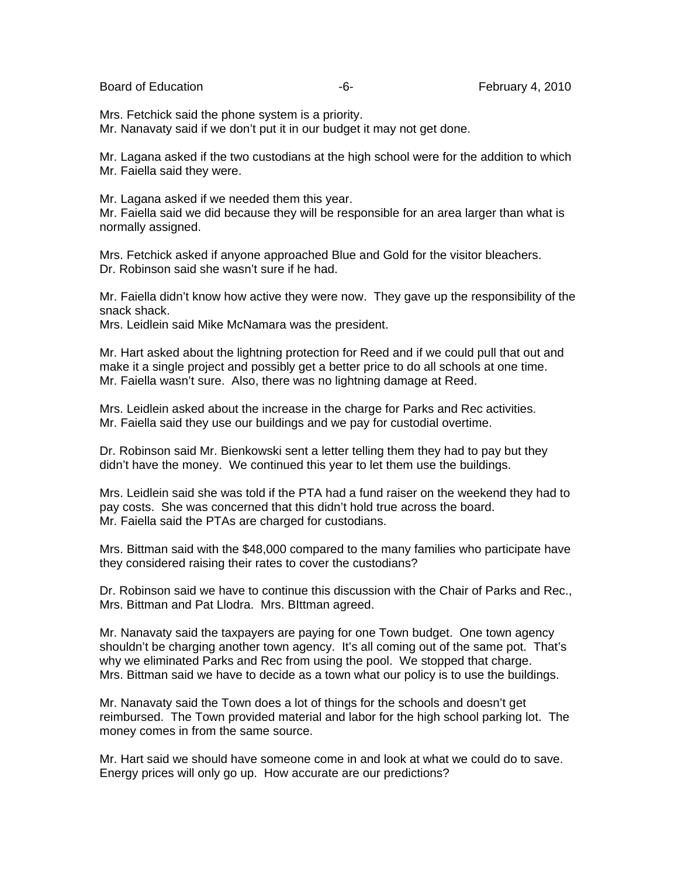Mrs. Fetchick said the phone system is a priority.
Mr. Nanavaty said if we don't put it in our budget it may not get done.

Mr. Lagana asked if the two custodians at the high school were for the addition to which Mr. Faiella said they were.

Mr. Lagana asked if we needed them this year.
Mr. Faiella said we did because they will be responsible for an area larger than what is normally assigned.

Mrs. Fetchick asked if anyone approached Blue and Gold for the visitor bleachers.
Dr. Robinson said she wasn't sure if he had.

Mr. Faiella didn't know how active they were now. They gave up the responsibility of the snack shack.
Mrs. Leidlein said Mike McNamara was the president.

Mr. Hart asked about the lightning protection for Reed and if we could pull that out and make it a single project and possibly get a better price to do all schools at one time.
Mr. Faiella wasn't sure. Also, there was no lightning damage at Reed.

Mrs. Leidlein asked about the increase in the charge for Parks and Rec activities.
Mr. Faiella said they use our buildings and we pay for custodial overtime.

Dr. Robinson said Mr. Bienkowski sent a letter telling them they had to pay but they didn't have the money. We continued this year to let them use the buildings.

Mrs. Leidlein said she was told if the PTA had a fund raiser on the weekend they had to pay costs. She was concerned that this didn't hold true across the board.
Mr. Faiella said the PTAs are charged for custodians.

Mrs. Bittman said with the $48,000 compared to the many families who participate have they considered raising their rates to cover the custodians?

Dr. Robinson said we have to continue this discussion with the Chair of Parks and Rec., Mrs. Bittman and Pat Llodra. Mrs. BIttman agreed.

Mr. Nanavaty said the taxpayers are paying for one Town budget. One town agency shouldn't be charging another town agency. It's all coming out of the same pot. That's why we eliminated Parks and Rec from using the pool. We stopped that charge.
Mrs. Bittman said we have to decide as a town what our policy is to use the buildings.

Mr. Nanavaty said the Town does a lot of things for the schools and doesn't get reimbursed. The Town provided material and labor for the high school parking lot. The money comes in from the same source.

Mr. Hart said we should have someone come in and look at what we could do to save. Energy prices will only go up. How accurate are our predictions?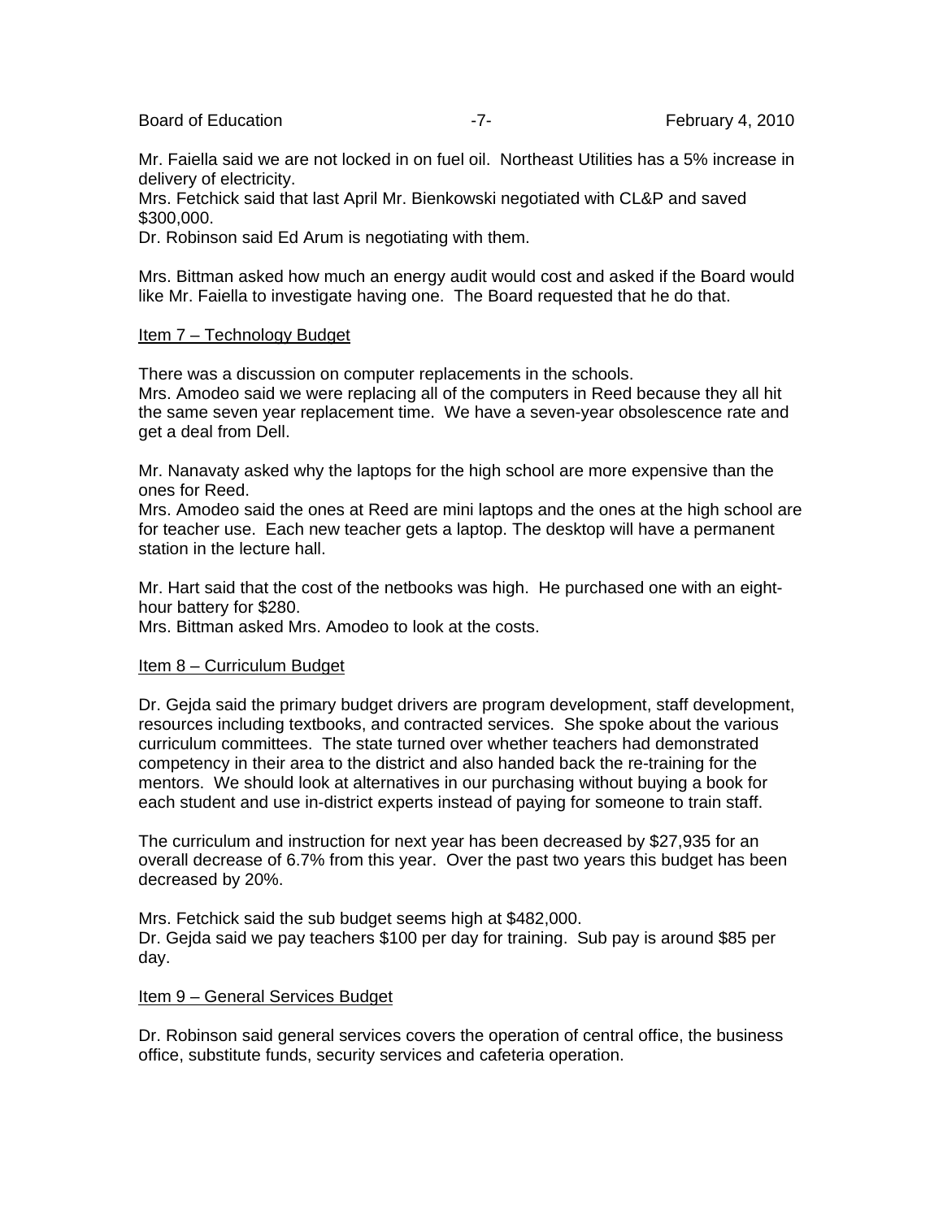Mr. Faiella said we are not locked in on fuel oil. Northeast Utilities has a 5% increase in delivery of electricity.
Mrs. Fetchick said that last April Mr. Bienkowski negotiated with CL&P and saved $300,000.
Dr. Robinson said Ed Arum is negotiating with them.

Mrs. Bittman asked how much an energy audit would cost and asked if the Board would like Mr. Faiella to investigate having one. The Board requested that he do that.

<u>Item 7 – Technology Budget</u>

There was a discussion on computer replacements in the schools.
Mrs. Amodeo said we were replacing all of the computers in Reed because they all hit the same seven year replacement time. We have a seven-year obsolescence rate and get a deal from Dell.

Mr. Nanavaty asked why the laptops for the high school are more expensive than the ones for Reed.
Mrs. Amodeo said the ones at Reed are mini laptops and the ones at the high school are for teacher use. Each new teacher gets a laptop. The desktop will have a permanent station in the lecture hall.

Mr. Hart said that the cost of the netbooks was high. He purchased one with an eight-hour battery for $280.
Mrs. Bittman asked Mrs. Amodeo to look at the costs.

<u>Item 8 – Curriculum Budget</u>

Dr. Gejda said the primary budget drivers are program development, staff development, resources including textbooks, and contracted services. She spoke about the various curriculum committees. The state turned over whether teachers had demonstrated competency in their area to the district and also handed back the re-training for the mentors. We should look at alternatives in our purchasing without buying a book for each student and use in-district experts instead of paying for someone to train staff.

The curriculum and instruction for next year has been decreased by $27,935 for an overall decrease of 6.7% from this year. Over the past two years this budget has been decreased by 20%.

Mrs. Fetchick said the sub budget seems high at $482,000.
Dr. Gejda said we pay teachers $100 per day for training. Sub pay is around $85 per day.

<u>Item 9 – General Services Budget</u>

Dr. Robinson said general services covers the operation of central office, the business office, substitute funds, security services and cafeteria operation.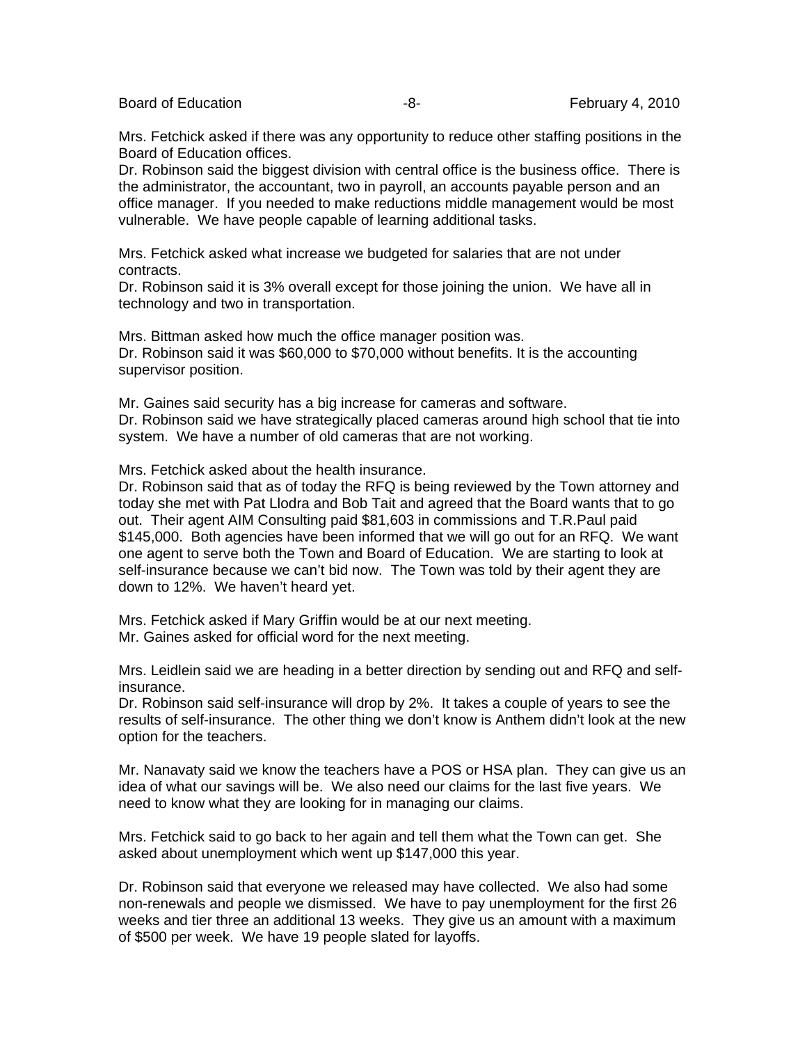Mrs. Fetchick asked if there was any opportunity to reduce other staffing positions in the Board of Education offices.
Dr. Robinson said the biggest division with central office is the business office. There is the administrator, the accountant, two in payroll, an accounts payable person and an office manager. If you needed to make reductions middle management would be most vulnerable. We have people capable of learning additional tasks.

Mrs. Fetchick asked what increase we budgeted for salaries that are not under contracts.
Dr. Robinson said it is 3% overall except for those joining the union. We have all in technology and two in transportation.

Mrs. Bittman asked how much the office manager position was.
Dr. Robinson said it was $60,000 to $70,000 without benefits. It is the accounting supervisor position.

Mr. Gaines said security has a big increase for cameras and software.
Dr. Robinson said we have strategically placed cameras around high school that tie into system. We have a number of old cameras that are not working.

Mrs. Fetchick asked about the health insurance.
Dr. Robinson said that as of today the RFQ is being reviewed by the Town attorney and today she met with Pat Llodra and Bob Tait and agreed that the Board wants that to go out. Their agent AIM Consulting paid $81,603 in commissions and T.R.Paul paid $145,000. Both agencies have been informed that we will go out for an RFQ. We want one agent to serve both the Town and Board of Education. We are starting to look at self-insurance because we can't bid now. The Town was told by their agent they are down to 12%. We haven't heard yet.

Mrs. Fetchick asked if Mary Griffin would be at our next meeting.
Mr. Gaines asked for official word for the next meeting.

Mrs. Leidlein said we are heading in a better direction by sending out and RFQ and self-insurance.
Dr. Robinson said self-insurance will drop by 2%. It takes a couple of years to see the results of self-insurance. The other thing we don't know is Anthem didn't look at the new option for the teachers.

Mr. Nanavaty said we know the teachers have a POS or HSA plan. They can give us an idea of what our savings will be. We also need our claims for the last five years. We need to know what they are looking for in managing our claims.

Mrs. Fetchick said to go back to her again and tell them what the Town can get. She asked about unemployment which went up $147,000 this year.

Dr. Robinson said that everyone we released may have collected. We also had some non-renewals and people we dismissed. We have to pay unemployment for the first 26 weeks and tier three an additional 13 weeks. They give us an amount with a maximum of $500 per week. We have 19 people slated for layoffs.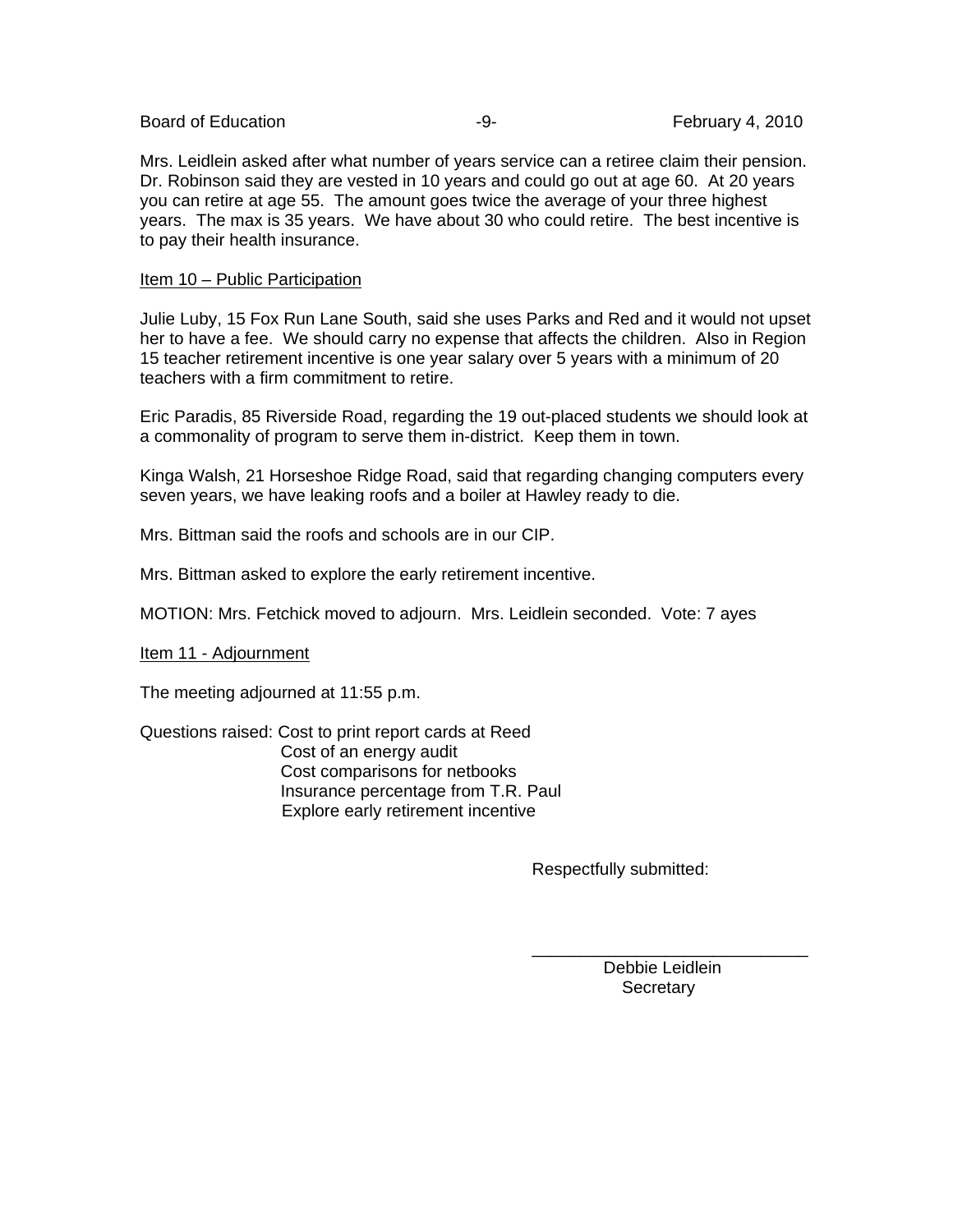Mrs. Leidlein asked after what number of years service can a retiree claim their pension. Dr. Robinson said they are vested in 10 years and could go out at age 60. At 20 years you can retire at age 55. The amount goes twice the average of your three highest years. The max is 35 years. We have about 30 who could retire. The best incentive is to pay their health insurance.

Item 10 – Public Participation

Julie Luby, 15 Fox Run Lane South, said she uses Parks and Red and it would not upset her to have a fee. We should carry no expense that affects the children. Also in Region 15 teacher retirement incentive is one year salary over 5 years with a minimum of 20 teachers with a firm commitment to retire.

Eric Paradis, 85 Riverside Road, regarding the 19 out-placed students we should look at a commonality of program to serve them in-district. Keep them in town.

Kinga Walsh, 21 Horseshoe Ridge Road, said that regarding changing computers every seven years, we have leaking roofs and a boiler at Hawley ready to die.

Mrs. Bittman said the roofs and schools are in our CIP.

Mrs. Bittman asked to explore the early retirement incentive.

MOTION: Mrs. Fetchick moved to adjourn. Mrs. Leidlein seconded. Vote: 7 ayes

Item 11 - Adjournment

The meeting adjourned at 11:55 p.m.

Questions raised: Cost to print report cards at Reed
Cost of an energy audit
Cost comparisons for netbooks
Insurance percentage from T.R. Paul
Explore early retirement incentive

Respectfully submitted:

\_\_\_\_\_\_\_\_\_\_\_\_\_\_\_\_\_\_\_\_\_\_\_\_\_\_\_\_\_\_
Debbie Leidlein
Secretary